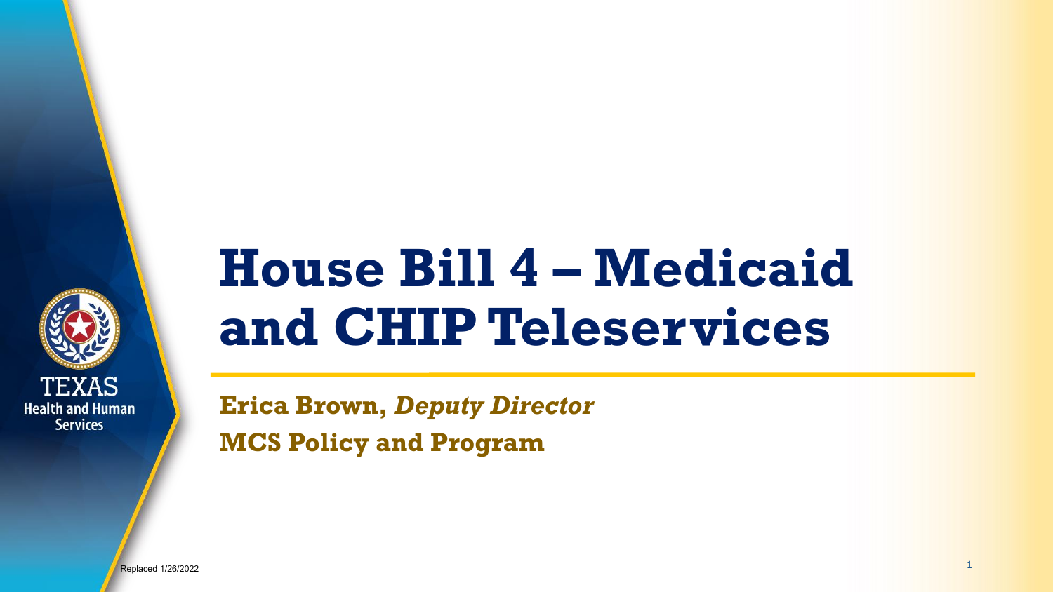# House Bill 4 – Medicaid and CHIP Teleservices

**Erica Brown,** ***Deputy Director***

**MCS Policy and Program**

Replaced 1/26/2022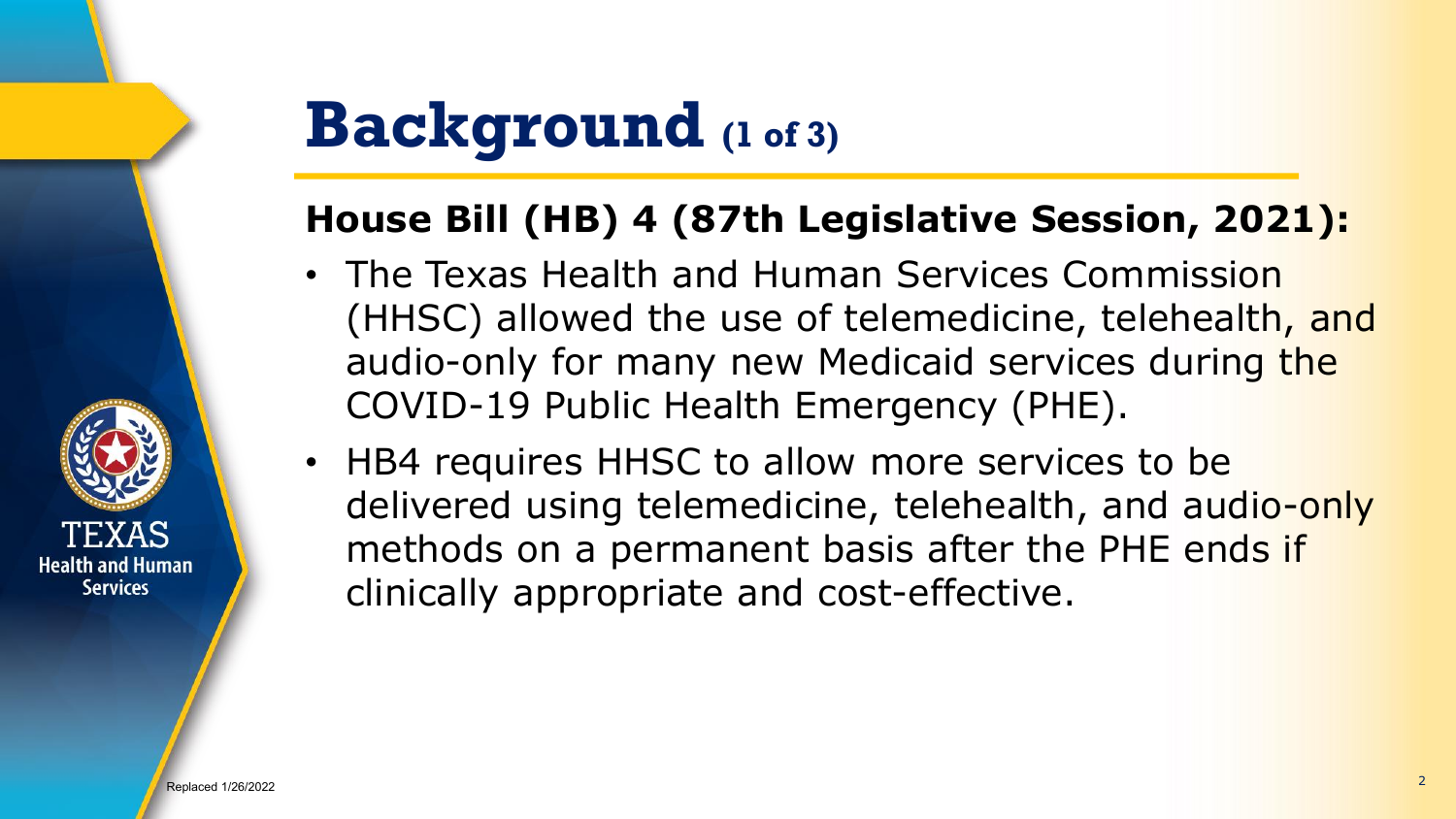# Background (1 of 3)

## House Bill (HB) 4 (87th Legislative Session, 2021):

- The Texas Health and Human Services Commission (HHSC) allowed the use of telemedicine, telehealth, and audio-only for many new Medicaid services during the COVID-19 Public Health Emergency (PHE).
- HB4 requires HHSC to allow more services to be delivered using telemedicine, telehealth, and audio-only methods on a permanent basis after the PHE ends if clinically appropriate and cost-effective.

Replaced 1/26/2022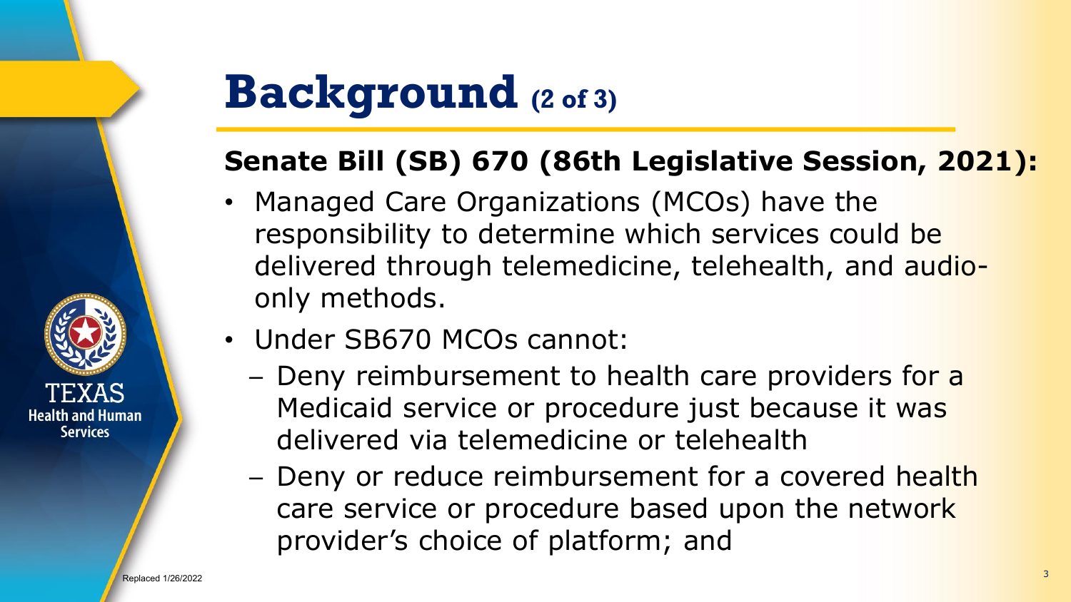# Background (2 of 3)

**Senate Bill (SB) 670 (86th Legislative Session, 2021):**

- Managed Care Organizations (MCOs) have the responsibility to determine which services could be delivered through telemedicine, telehealth, and audio-only methods.
- Under SB670 MCOs cannot:
  - Deny reimbursement to health care providers for a Medicaid service or procedure just because it was delivered via telemedicine or telehealth
  - Deny or reduce reimbursement for a covered health care service or procedure based upon the network provider's choice of platform; and

Replaced 1/26/2022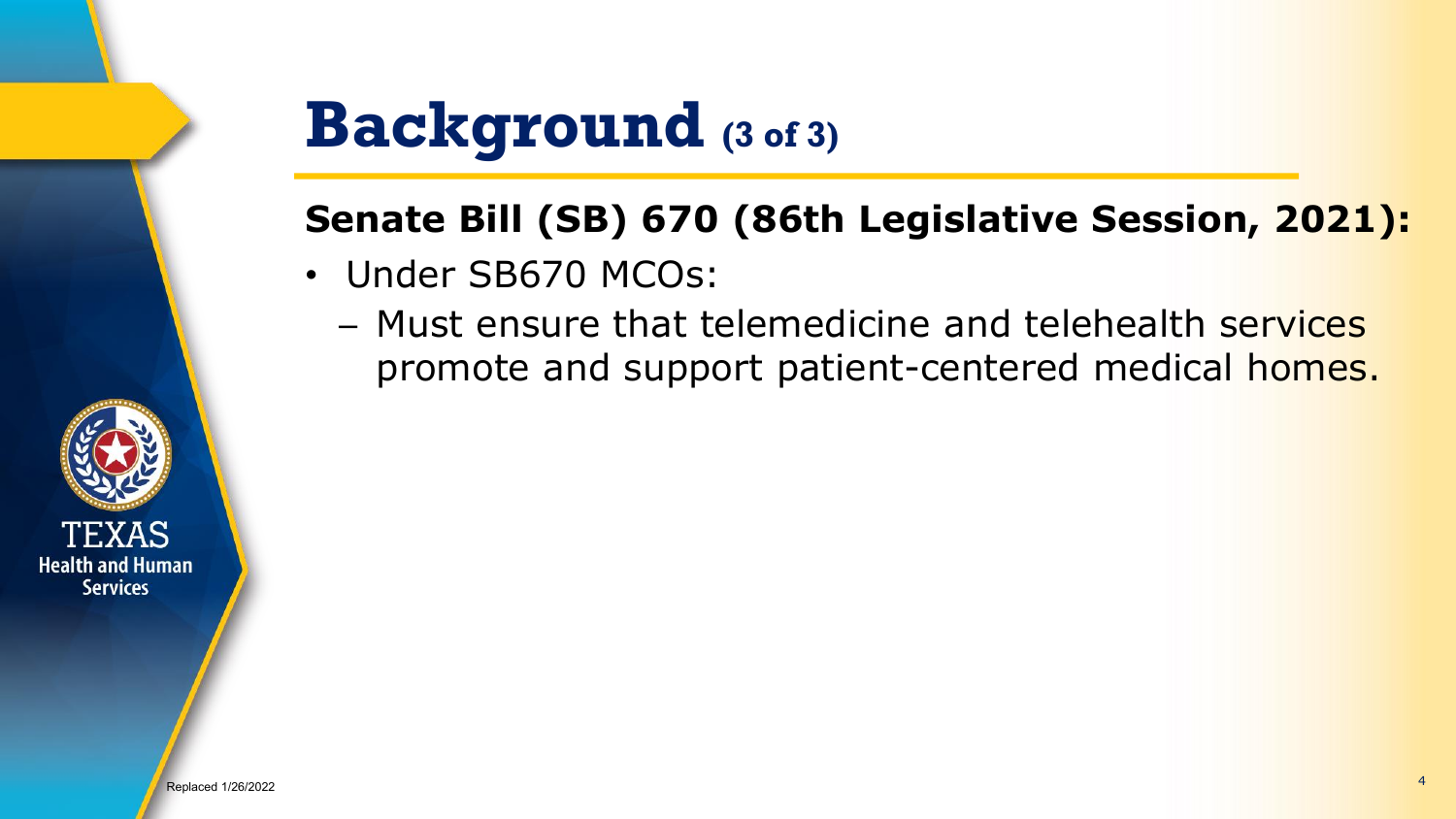# Background (3 of 3)

**Senate Bill (SB) 670 (86th Legislative Session, 2021):**

- Under SB670 MCOs:
  - Must ensure that telemedicine and telehealth services promote and support patient-centered medical homes.

Replaced 1/26/2022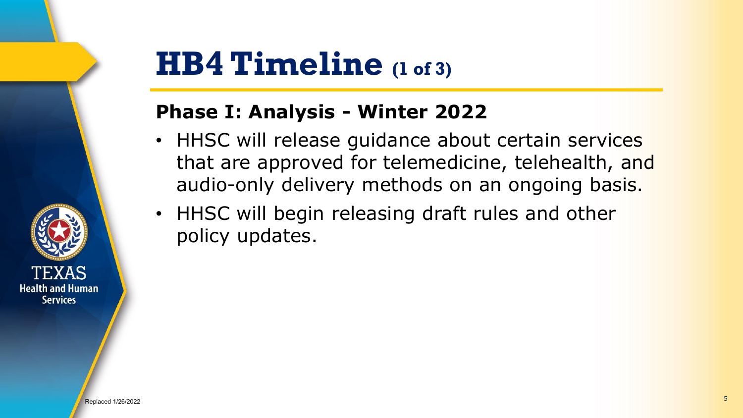# HB4 Timeline (1 of 3)

## Phase I: Analysis - Winter 2022

- HHSC will release guidance about certain services that are approved for telemedicine, telehealth, and audio-only delivery methods on an ongoing basis.
- HHSC will begin releasing draft rules and other policy updates.

Replaced 1/26/2022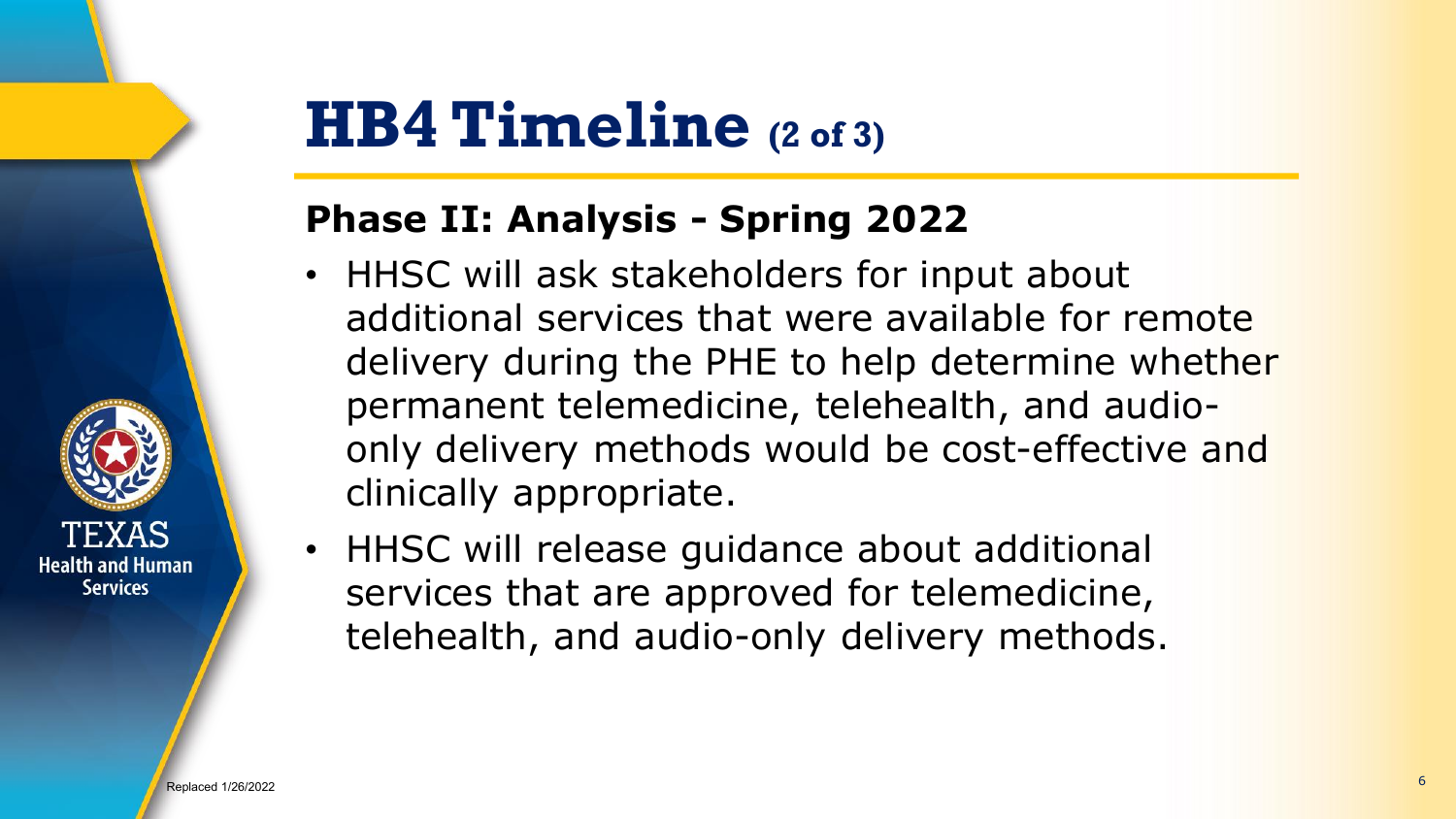# HB4 Timeline (2 of 3)

## Phase II: Analysis - Spring 2022

- HHSC will ask stakeholders for input about additional services that were available for remote delivery during the PHE to help determine whether permanent telemedicine, telehealth, and audio-only delivery methods would be cost-effective and clinically appropriate.
- HHSC will release guidance about additional services that are approved for telemedicine, telehealth, and audio-only delivery methods.

Replaced 1/26/2022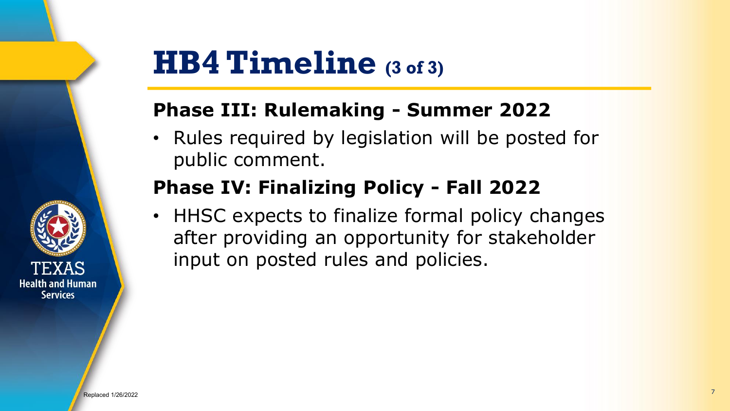# HB4 Timeline (3 of 3)

## Phase III: Rulemaking - Summer 2022

- Rules required by legislation will be posted for public comment.

## Phase IV: Finalizing Policy - Fall 2022

- HHSC expects to finalize formal policy changes after providing an opportunity for stakeholder input on posted rules and policies.

Replaced 1/26/2022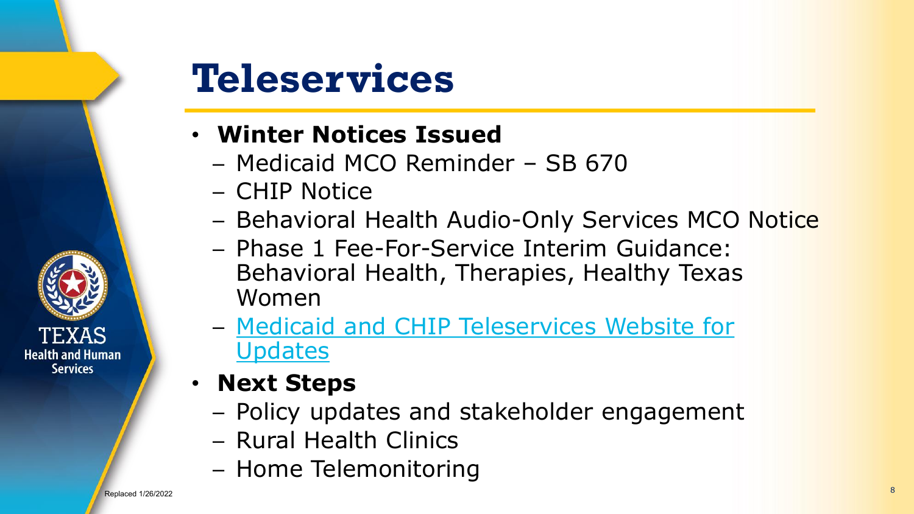# Teleservices

- **Winter Notices Issued**
  - Medicaid MCO Reminder – SB 670
  - CHIP Notice
  - Behavioral Health Audio-Only Services MCO Notice
  - Phase 1 Fee-For-Service Interim Guidance: Behavioral Health, Therapies, Healthy Texas Women
  - Medicaid and CHIP Teleservices Website for Updates
- **Next Steps**
  - Policy updates and stakeholder engagement
  - Rural Health Clinics
  - Home Telemonitoring

Replaced 1/26/2022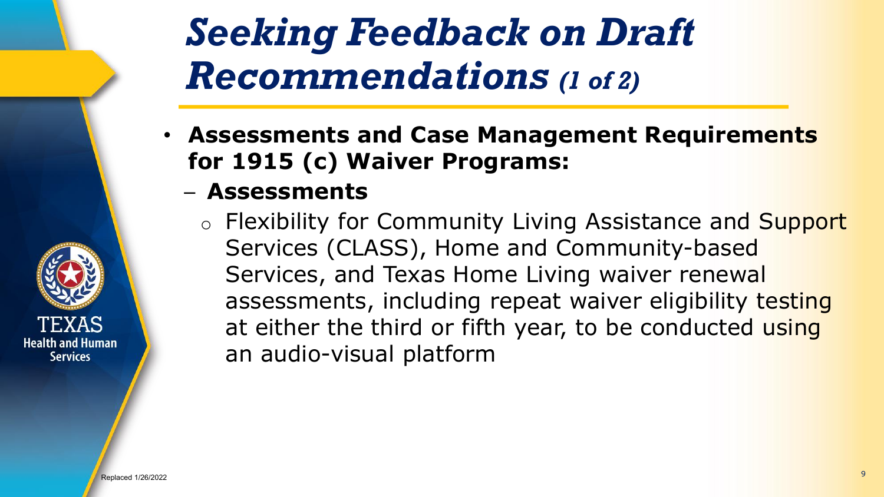# *Seeking Feedback on Draft Recommendations (1 of 2)*

- **Assessments and Case Management Requirements for 1915 (c) Waiver Programs:**
  - **Assessments**
    - Flexibility for Community Living Assistance and Support Services (CLASS), Home and Community-based Services, and Texas Home Living waiver renewal assessments, including repeat waiver eligibility testing at either the third or fifth year, to be conducted using an audio-visual platform

Replaced 1/26/2022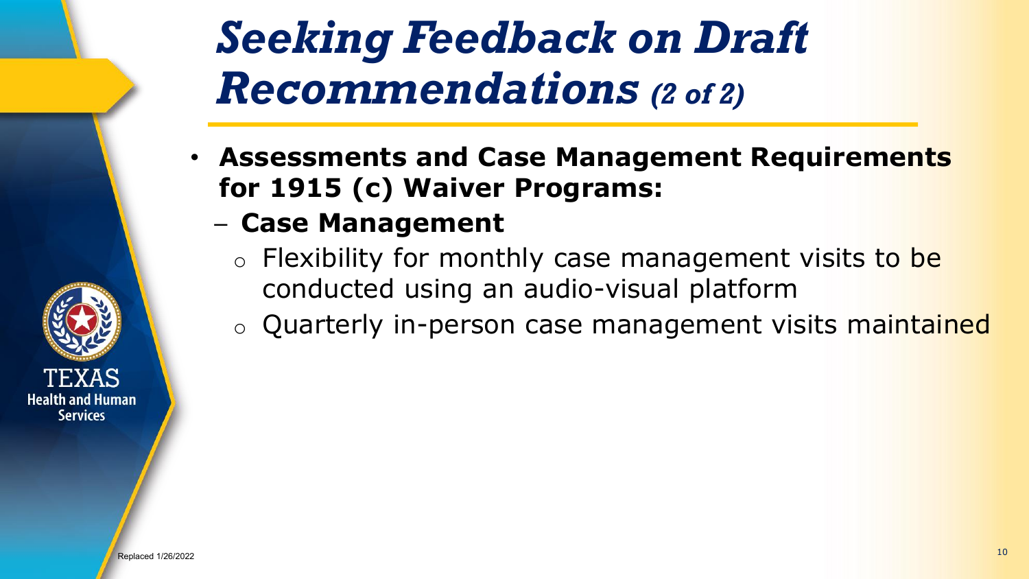# *Seeking Feedback on Draft Recommendations (2 of 2)*

- **Assessments and Case Management Requirements for 1915 (c) Waiver Programs:**
  - **Case Management**
    - Flexibility for monthly case management visits to be conducted using an audio-visual platform
    - Quarterly in-person case management visits maintained

Replaced 1/26/2022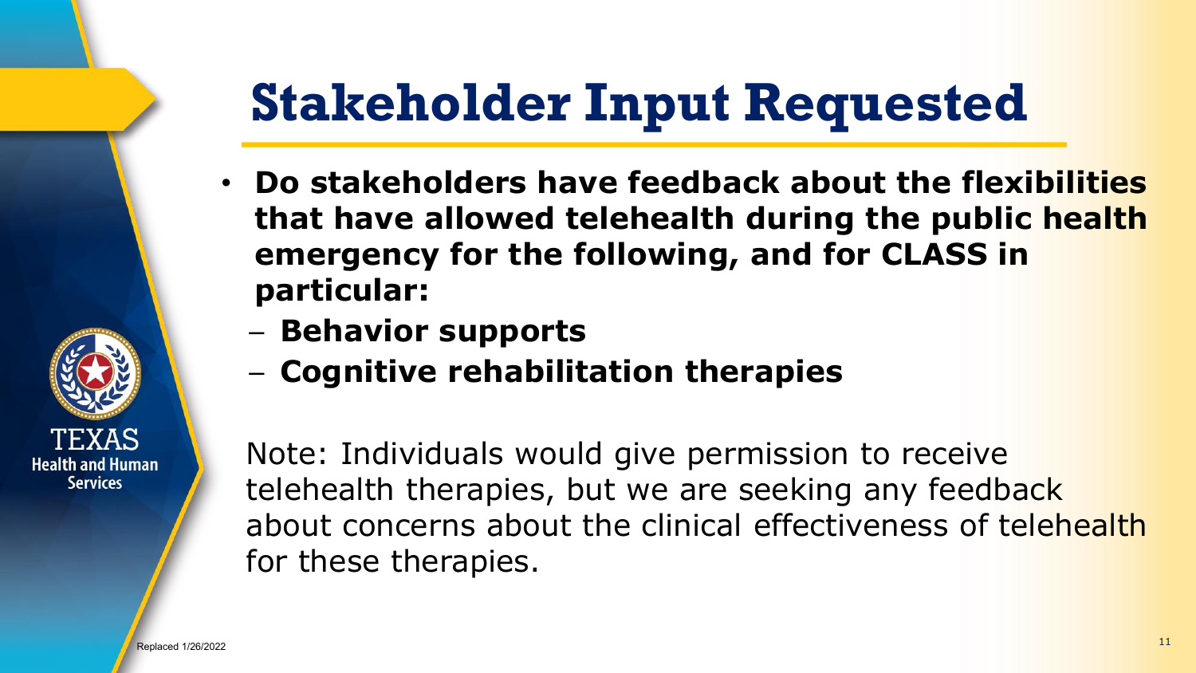# Stakeholder Input Requested

- **Do stakeholders have feedback about the flexibilities that have allowed telehealth during the public health emergency for the following, and for CLASS in particular:**
  - **Behavior supports**
  - **Cognitive rehabilitation therapies**

Note: Individuals would give permission to receive telehealth therapies, but we are seeking any feedback about concerns about the clinical effectiveness of telehealth for these therapies.

Replaced 1/26/2022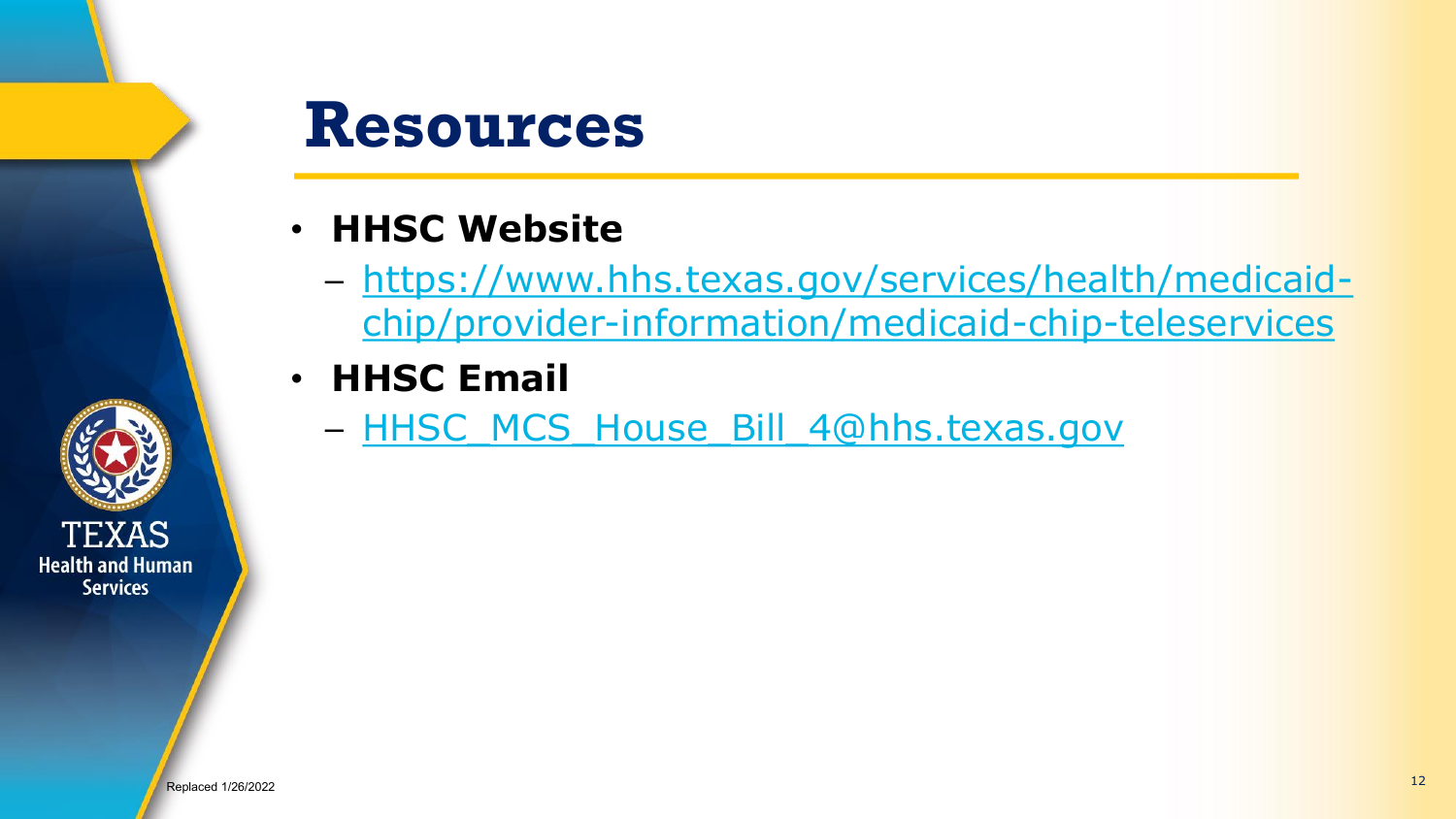# Resources

- **HHSC Website**
  - https://www.hhs.texas.gov/services/health/medicaid-chip/provider-information/medicaid-chip-teleservices
- **HHSC Email**
  - HHSC_MCS_House_Bill_4@hhs.texas.gov

Replaced 1/26/2022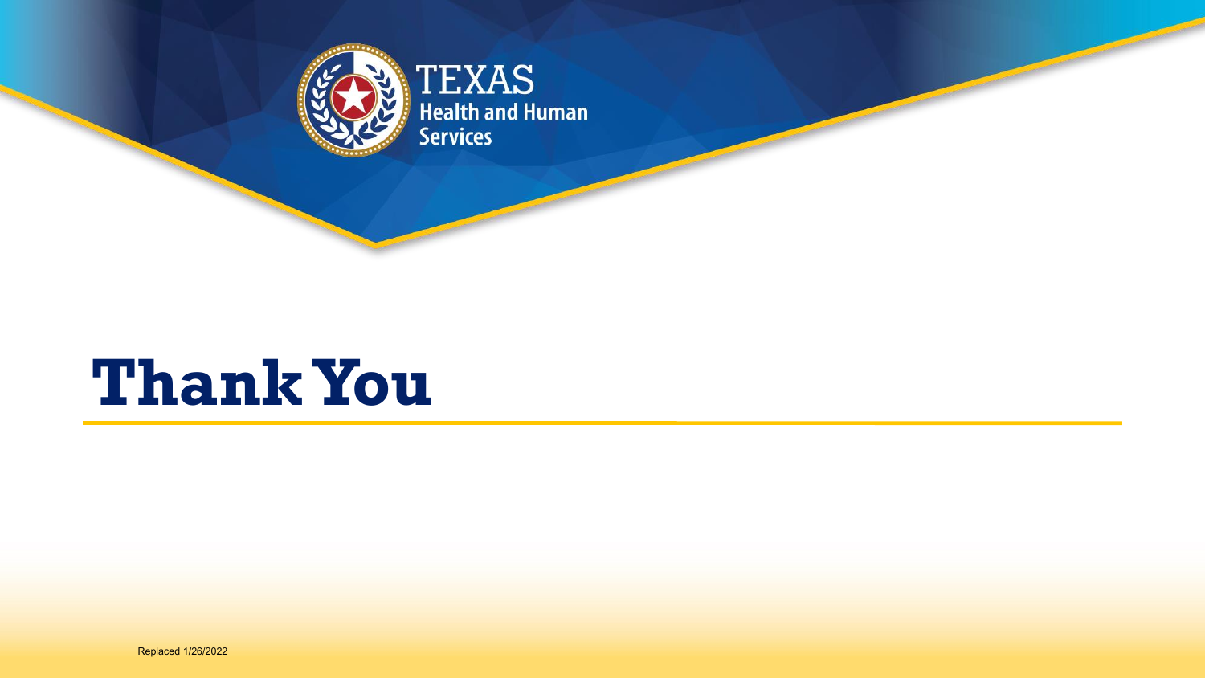TEXAS
Health and Human
Services

# Thank You

Replaced 1/26/2022